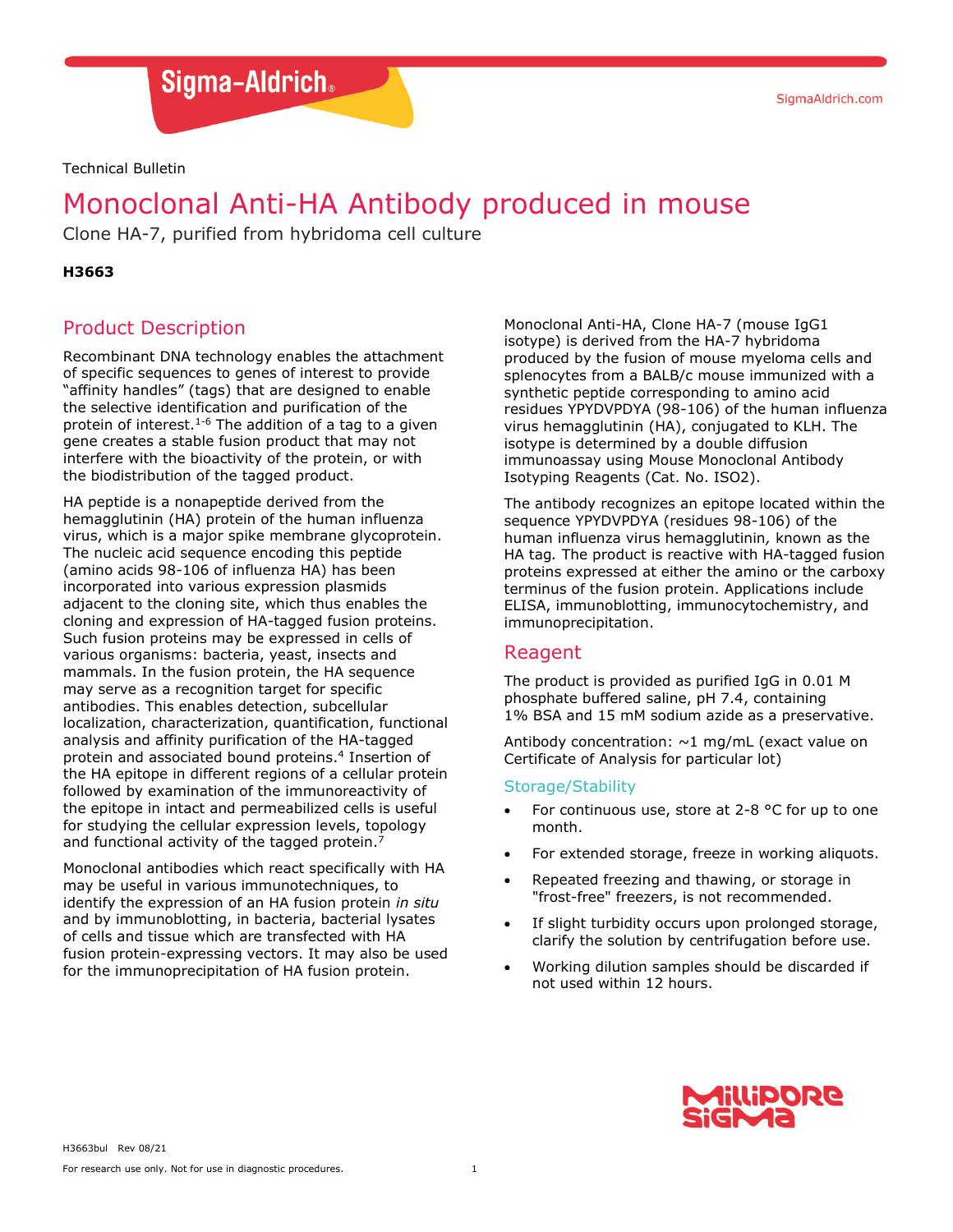Technical Bulletin

# Monoclonal Anti-HA Antibody produced in mouse

Clone HA-7, purified from hybridoma cell culture

**H3663**

## Product Description

Recombinant DNA technology enables the attachment of specific sequences to genes of interest to provide "affinity handles" (tags) that are designed to enable the selective identification and purification of the protein of interest.[1-6] The addition of a tag to a given gene creates a stable fusion product that may not interfere with the bioactivity of the protein, or with the biodistribution of the tagged product.

HA peptide is a nonapeptide derived from the hemagglutinin (HA) protein of the human influenza virus, which is a major spike membrane glycoprotein. The nucleic acid sequence encoding this peptide (amino acids 98-106 of influenza HA) has been incorporated into various expression plasmids adjacent to the cloning site, which thus enables the cloning and expression of HA-tagged fusion proteins. Such fusion proteins may be expressed in cells of various organisms: bacteria, yeast, insects and mammals. In the fusion protein, the HA sequence may serve as a recognition target for specific antibodies. This enables detection, subcellular localization, characterization, quantification, functional analysis and affinity purification of the HA-tagged protein and associated bound proteins.[4] Insertion of the HA epitope in different regions of a cellular protein followed by examination of the immunoreactivity of the epitope in intact and permeabilized cells is useful for studying the cellular expression levels, topology and functional activity of the tagged protein.[7]

Monoclonal antibodies which react specifically with HA may be useful in various immunotechniques, to identify the expression of an HA fusion protein *in situ* and by immunoblotting, in bacteria, bacterial lysates of cells and tissue which are transfected with HA fusion protein-expressing vectors. It may also be used for the immunoprecipitation of HA fusion protein.

Monoclonal Anti-HA, Clone HA-7 (mouse IgG1 isotype) is derived from the HA-7 hybridoma produced by the fusion of mouse myeloma cells and splenocytes from a BALB/c mouse immunized with a synthetic peptide corresponding to amino acid residues YPYDVPDYA (98-106) of the human influenza virus hemagglutinin (HA), conjugated to KLH. The isotype is determined by a double diffusion immunoassay using Mouse Monoclonal Antibody Isotyping Reagents (Cat. No. ISO2).

The antibody recognizes an epitope located within the sequence YPYDVPDYA (residues 98-106) of the human influenza virus hemagglutinin, known as the HA tag. The product is reactive with HA-tagged fusion proteins expressed at either the amino or the carboxy terminus of the fusion protein. Applications include ELISA, immunoblotting, immunocytochemistry, and immunoprecipitation.

## Reagent

The product is provided as purified IgG in 0.01 M phosphate buffered saline, pH 7.4, containing 1% BSA and 15 mM sodium azide as a preservative.

Antibody concentration: ~1 mg/mL (exact value on Certificate of Analysis for particular lot)

### Storage/Stability

- For continuous use, store at 2-8 °C for up to one month.
- For extended storage, freeze in working aliquots.
- Repeated freezing and thawing, or storage in "frost-free" freezers, is not recommended.
- If slight turbidity occurs upon prolonged storage, clarify the solution by centrifugation before use.
- Working dilution samples should be discarded if not used within 12 hours.

H3663bul Rev 08/21

For research use only. Not for use in diagnostic procedures.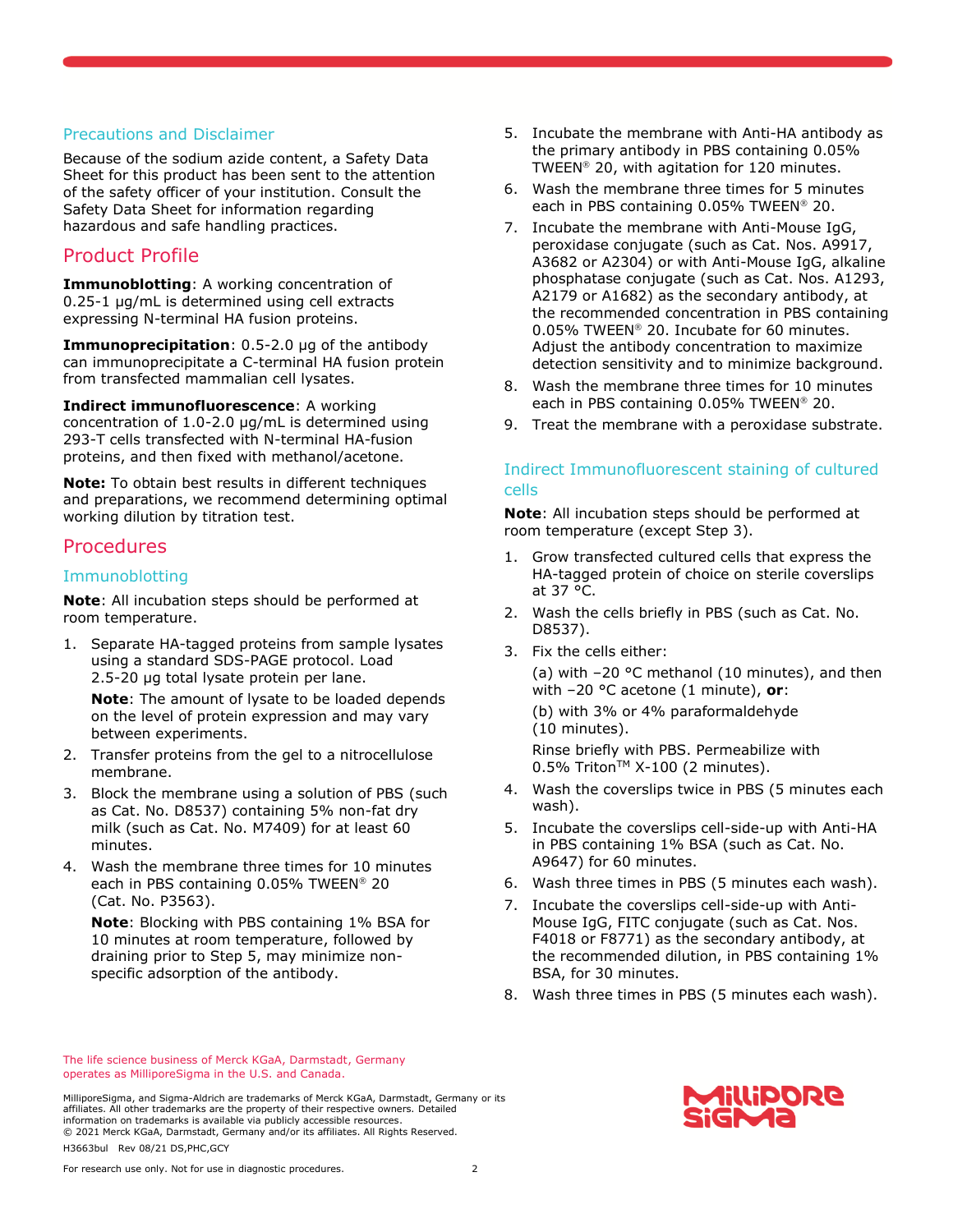### Precautions and Disclaimer

Because of the sodium azide content, a Safety Data Sheet for this product has been sent to the attention of the safety officer of your institution. Consult the Safety Data Sheet for information regarding hazardous and safe handling practices.

## Product Profile

**Immunoblotting**: A working concentration of 0.25-1 μg/mL is determined using cell extracts expressing N-terminal HA fusion proteins.

**Immunoprecipitation**: 0.5-2.0 μg of the antibody can immunoprecipitate a C-terminal HA fusion protein from transfected mammalian cell lysates.

**Indirect immunofluorescence**: A working concentration of 1.0-2.0 μg/mL is determined using 293-T cells transfected with N-terminal HA-fusion proteins, and then fixed with methanol/acetone.

**Note:** To obtain best results in different techniques and preparations, we recommend determining optimal working dilution by titration test.

## Procedures

### Immunoblotting

**Note**: All incubation steps should be performed at room temperature.

1. Separate HA-tagged proteins from sample lysates using a standard SDS-PAGE protocol. Load 2.5-20 μg total lysate protein per lane.

   **Note**: The amount of lysate to be loaded depends on the level of protein expression and may vary between experiments.
2. Transfer proteins from the gel to a nitrocellulose membrane.
3. Block the membrane using a solution of PBS (such as Cat. No. D8537) containing 5% non-fat dry milk (such as Cat. No. M7409) for at least 60 minutes.
4. Wash the membrane three times for 10 minutes each in PBS containing 0.05% TWEEN® 20 (Cat. No. P3563).

   **Note**: Blocking with PBS containing 1% BSA for 10 minutes at room temperature, followed by draining prior to Step 5, may minimize non-specific adsorption of the antibody.
5. Incubate the membrane with Anti-HA antibody as the primary antibody in PBS containing 0.05% TWEEN® 20, with agitation for 120 minutes.
6. Wash the membrane three times for 5 minutes each in PBS containing 0.05% TWEEN® 20.
7. Incubate the membrane with Anti-Mouse IgG, peroxidase conjugate (such as Cat. Nos. A9917, A3682 or A2304) or with Anti-Mouse IgG, alkaline phosphatase conjugate (such as Cat. Nos. A1293, A2179 or A1682) as the secondary antibody, at the recommended concentration in PBS containing 0.05% TWEEN® 20. Incubate for 60 minutes. Adjust the antibody concentration to maximize detection sensitivity and to minimize background.
8. Wash the membrane three times for 10 minutes each in PBS containing 0.05% TWEEN® 20.
9. Treat the membrane with a peroxidase substrate.

### Indirect Immunofluorescent staining of cultured cells

**Note**: All incubation steps should be performed at room temperature (except Step 3).

1. Grow transfected cultured cells that express the HA-tagged protein of choice on sterile coverslips at 37 °C.
2. Wash the cells briefly in PBS (such as Cat. No. D8537).
3. Fix the cells either:

   (a) with –20 °C methanol (10 minutes), and then with –20 °C acetone (1 minute), **or**:

   (b) with 3% or 4% paraformaldehyde (10 minutes).

   Rinse briefly with PBS. Permeabilize with 0.5% Triton™ X-100 (2 minutes).
4. Wash the coverslips twice in PBS (5 minutes each wash).
5. Incubate the coverslips cell-side-up with Anti-HA in PBS containing 1% BSA (such as Cat. No. A9647) for 60 minutes.
6. Wash three times in PBS (5 minutes each wash).
7. Incubate the coverslips cell-side-up with Anti-Mouse IgG, FITC conjugate (such as Cat. Nos. F4018 or F8771) as the secondary antibody, at the recommended dilution, in PBS containing 1% BSA, for 30 minutes.
8. Wash three times in PBS (5 minutes each wash).

The life science business of Merck KGaA, Darmstadt, Germany operates as MilliporeSigma in the U.S. and Canada.

MilliporeSigma, and Sigma-Aldrich are trademarks of Merck KGaA, Darmstadt, Germany or its affiliates. All other trademarks are the property of their respective owners. Detailed information on trademarks is available via publicly accessible resources.
© 2021 Merck KGaA, Darmstadt, Germany and/or its affiliates. All Rights Reserved.

H3663bul Rev 08/21 DS,PHC,GCY

For research use only. Not for use in diagnostic procedures.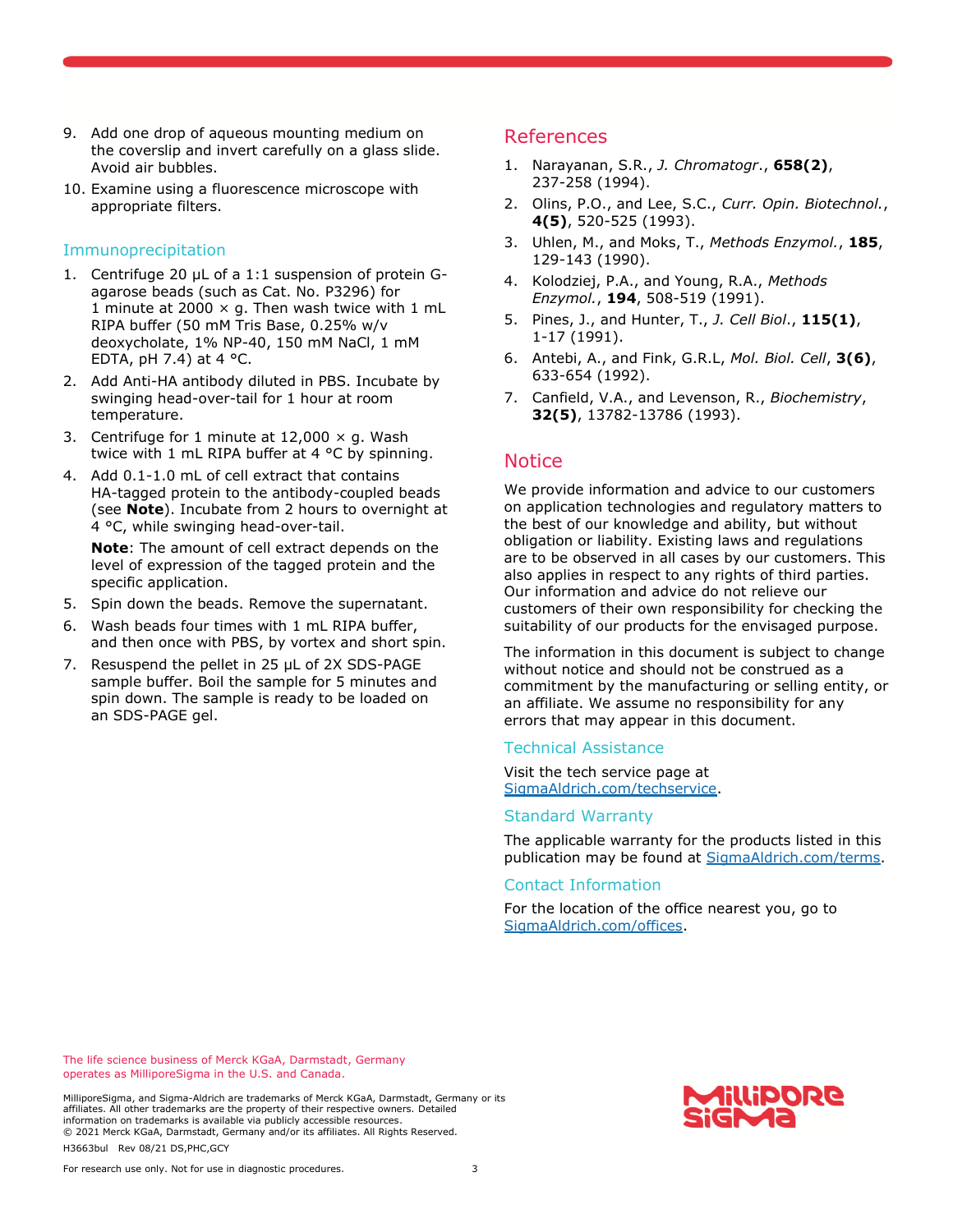9. Add one drop of aqueous mounting medium on the coverslip and invert carefully on a glass slide. Avoid air bubbles.
10. Examine using a fluorescence microscope with appropriate filters.

## Immunoprecipitation

1. Centrifuge 20 µL of a 1:1 suspension of protein G-agarose beads (such as Cat. No. P3296) for 1 minute at 2000 × g. Then wash twice with 1 mL RIPA buffer (50 mM Tris Base, 0.25% w/v deoxycholate, 1% NP-40, 150 mM NaCl, 1 mM EDTA, pH 7.4) at 4 °C.
2. Add Anti-HA antibody diluted in PBS. Incubate by swinging head-over-tail for 1 hour at room temperature.
3. Centrifuge for 1 minute at 12,000 × g. Wash twice with 1 mL RIPA buffer at 4 °C by spinning.
4. Add 0.1-1.0 mL of cell extract that contains HA-tagged protein to the antibody-coupled beads (see **Note**). Incubate from 2 hours to overnight at 4 °C, while swinging head-over-tail.

   **Note**: The amount of cell extract depends on the level of expression of the tagged protein and the specific application.
5. Spin down the beads. Remove the supernatant.
6. Wash beads four times with 1 mL RIPA buffer, and then once with PBS, by vortex and short spin.
7. Resuspend the pellet in 25 µL of 2X SDS-PAGE sample buffer. Boil the sample for 5 minutes and spin down. The sample is ready to be loaded on an SDS-PAGE gel.

# References

1. Narayanan, S.R., *J. Chromatogr.*, **658(2)**, 237-258 (1994).
2. Olins, P.O., and Lee, S.C., *Curr. Opin. Biotechnol.*, **4(5)**, 520-525 (1993).
3. Uhlen, M., and Moks, T., *Methods Enzymol.*, **185**, 129-143 (1990).
4. Kolodziej, P.A., and Young, R.A., *Methods Enzymol.*, **194**, 508-519 (1991).
5. Pines, J., and Hunter, T., *J. Cell Biol.*, **115(1)**, 1-17 (1991).
6. Antebi, A., and Fink, G.R.L, *Mol. Biol. Cell*, **3(6)**, 633-654 (1992).
7. Canfield, V.A., and Levenson, R., *Biochemistry*, **32(5)**, 13782-13786 (1993).

# Notice

We provide information and advice to our customers on application technologies and regulatory matters to the best of our knowledge and ability, but without obligation or liability. Existing laws and regulations are to be observed in all cases by our customers. This also applies in respect to any rights of third parties. Our information and advice do not relieve our customers of their own responsibility for checking the suitability of our products for the envisaged purpose.

The information in this document is subject to change without notice and should not be construed as a commitment by the manufacturing or selling entity, or an affiliate. We assume no responsibility for any errors that may appear in this document.

## Technical Assistance

Visit the tech service page at SigmaAldrich.com/techservice.

## Standard Warranty

The applicable warranty for the products listed in this publication may be found at SigmaAldrich.com/terms.

## Contact Information

For the location of the office nearest you, go to SigmaAldrich.com/offices.

The life science business of Merck KGaA, Darmstadt, Germany operates as MilliporeSigma in the U.S. and Canada.

MilliporeSigma, and Sigma-Aldrich are trademarks of Merck KGaA, Darmstadt, Germany or its affiliates. All other trademarks are the property of their respective owners. Detailed information on trademarks is available via publicly accessible resources.
© 2021 Merck KGaA, Darmstadt, Germany and/or its affiliates. All Rights Reserved.

H3663bul Rev 08/21 DS,PHC,GCY

For research use only. Not for use in diagnostic procedures.